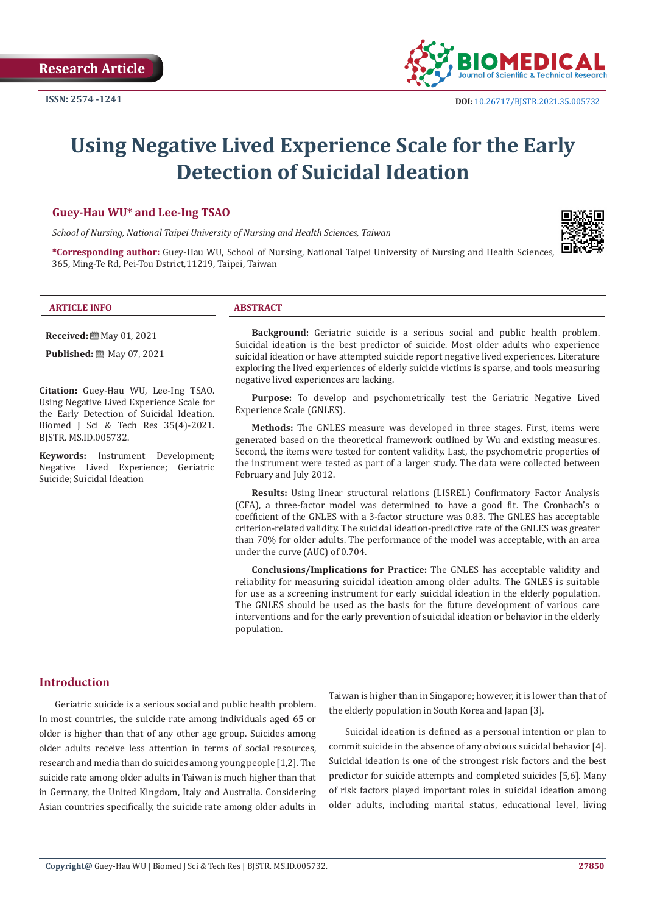Research Article

ISSN: 2574 -1241

DOI: 10.26717/BJSTR.2021.35.005732

# Using Negative Lived Experience Scale for the Early Detection of Suicidal Ideation

**Guey-Hau WU* and Lee-Ing TSAO**

*School of Nursing, National Taipei University of Nursing and Health Sciences, Taiwan*

**\*Corresponding author:** Guey-Hau WU, School of Nursing, National Taipei University of Nursing and Health Sciences, 365, Ming-Te Rd, Pei-Tou Dstrict,11219, Taipei, Taiwan

**ARTICLE INFO**

**Received:** May 01, 2021

**Published:** May 07, 2021

**Citation:** Guey-Hau WU, Lee-Ing TSAO. Using Negative Lived Experience Scale for the Early Detection of Suicidal Ideation. Biomed J Sci & Tech Res 35(4)-2021. BJSTR. MS.ID.005732.

**Keywords:** Instrument Development; Negative Lived Experience; Geriatric Suicide; Suicidal Ideation

**ABSTRACT**

**Background:** Geriatric suicide is a serious social and public health problem. Suicidal ideation is the best predictor of suicide. Most older adults who experience suicidal ideation or have attempted suicide report negative lived experiences. Literature exploring the lived experiences of elderly suicide victims is sparse, and tools measuring negative lived experiences are lacking.

**Purpose:** To develop and psychometrically test the Geriatric Negative Lived Experience Scale (GNLES).

**Methods:** The GNLES measure was developed in three stages. First, items were generated based on the theoretical framework outlined by Wu and existing measures. Second, the items were tested for content validity. Last, the psychometric properties of the instrument were tested as part of a larger study. The data were collected between February and July 2012.

**Results:** Using linear structural relations (LISREL) Confirmatory Factor Analysis (CFA), a three-factor model was determined to have a good fit. The Cronbach's α coefficient of the GNLES with a 3-factor structure was 0.83. The GNLES has acceptable criterion-related validity. The suicidal ideation-predictive rate of the GNLES was greater than 70% for older adults. The performance of the model was acceptable, with an area under the curve (AUC) of 0.704.

**Conclusions/Implications for Practice:** The GNLES has acceptable validity and reliability for measuring suicidal ideation among older adults. The GNLES is suitable for use as a screening instrument for early suicidal ideation in the elderly population. The GNLES should be used as the basis for the future development of various care interventions and for the early prevention of suicidal ideation or behavior in the elderly population.

## Introduction

Geriatric suicide is a serious social and public health problem. In most countries, the suicide rate among individuals aged 65 or older is higher than that of any other age group. Suicides among older adults receive less attention in terms of social resources, research and media than do suicides among young people [1,2]. The suicide rate among older adults in Taiwan is much higher than that in Germany, the United Kingdom, Italy and Australia. Considering Asian countries specifically, the suicide rate among older adults in Taiwan is higher than in Singapore; however, it is lower than that of the elderly population in South Korea and Japan [3].

Suicidal ideation is defined as a personal intention or plan to commit suicide in the absence of any obvious suicidal behavior [4]. Suicidal ideation is one of the strongest risk factors and the best predictor for suicide attempts and completed suicides [5,6]. Many of risk factors played important roles in suicidal ideation among older adults, including marital status, educational level, living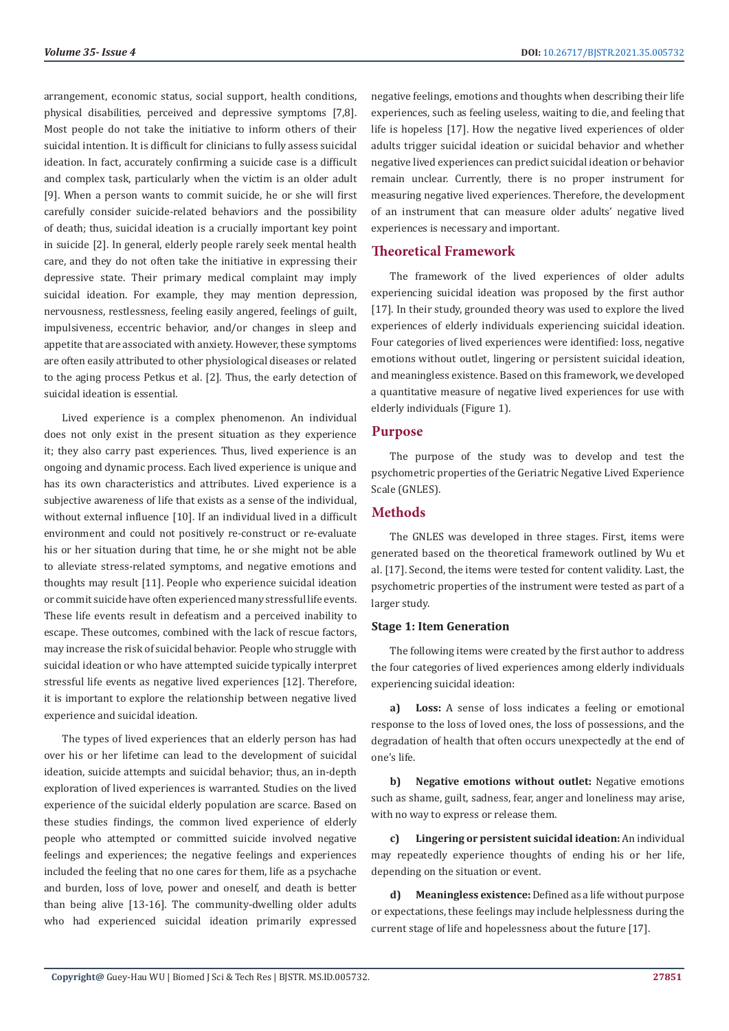arrangement, economic status, social support, health conditions, physical disabilities, perceived and depressive symptoms [7,8]. Most people do not take the initiative to inform others of their suicidal intention. It is difficult for clinicians to fully assess suicidal ideation. In fact, accurately confirming a suicide case is a difficult and complex task, particularly when the victim is an older adult [9]. When a person wants to commit suicide, he or she will first carefully consider suicide-related behaviors and the possibility of death; thus, suicidal ideation is a crucially important key point in suicide [2]. In general, elderly people rarely seek mental health care, and they do not often take the initiative in expressing their depressive state. Their primary medical complaint may imply suicidal ideation. For example, they may mention depression, nervousness, restlessness, feeling easily angered, feelings of guilt, impulsiveness, eccentric behavior, and/or changes in sleep and appetite that are associated with anxiety. However, these symptoms are often easily attributed to other physiological diseases or related to the aging process Petkus et al. [2]. Thus, the early detection of suicidal ideation is essential.

Lived experience is a complex phenomenon. An individual does not only exist in the present situation as they experience it; they also carry past experiences. Thus, lived experience is an ongoing and dynamic process. Each lived experience is unique and has its own characteristics and attributes. Lived experience is a subjective awareness of life that exists as a sense of the individual, without external influence [10]. If an individual lived in a difficult environment and could not positively re-construct or re-evaluate his or her situation during that time, he or she might not be able to alleviate stress-related symptoms, and negative emotions and thoughts may result [11]. People who experience suicidal ideation or commit suicide have often experienced many stressful life events. These life events result in defeatism and a perceived inability to escape. These outcomes, combined with the lack of rescue factors, may increase the risk of suicidal behavior. People who struggle with suicidal ideation or who have attempted suicide typically interpret stressful life events as negative lived experiences [12]. Therefore, it is important to explore the relationship between negative lived experience and suicidal ideation.

The types of lived experiences that an elderly person has had over his or her lifetime can lead to the development of suicidal ideation, suicide attempts and suicidal behavior; thus, an in-depth exploration of lived experiences is warranted. Studies on the lived experience of the suicidal elderly population are scarce. Based on these studies findings, the common lived experience of elderly people who attempted or committed suicide involved negative feelings and experiences; the negative feelings and experiences included the feeling that no one cares for them, life as a psychache and burden, loss of love, power and oneself, and death is better than being alive [13-16]. The community-dwelling older adults who had experienced suicidal ideation primarily expressed negative feelings, emotions and thoughts when describing their life experiences, such as feeling useless, waiting to die, and feeling that life is hopeless [17]. How the negative lived experiences of older adults trigger suicidal ideation or suicidal behavior and whether negative lived experiences can predict suicidal ideation or behavior remain unclear. Currently, there is no proper instrument for measuring negative lived experiences. Therefore, the development of an instrument that can measure older adults' negative lived experiences is necessary and important.

## Theoretical Framework

The framework of the lived experiences of older adults experiencing suicidal ideation was proposed by the first author [17]. In their study, grounded theory was used to explore the lived experiences of elderly individuals experiencing suicidal ideation. Four categories of lived experiences were identified: loss, negative emotions without outlet, lingering or persistent suicidal ideation, and meaningless existence. Based on this framework, we developed a quantitative measure of negative lived experiences for use with elderly individuals (Figure 1).

## Purpose

The purpose of the study was to develop and test the psychometric properties of the Geriatric Negative Lived Experience Scale (GNLES).

## Methods

The GNLES was developed in three stages. First, items were generated based on the theoretical framework outlined by Wu et al. [17]. Second, the items were tested for content validity. Last, the psychometric properties of the instrument were tested as part of a larger study.

### Stage 1: Item Generation

The following items were created by the first author to address the four categories of lived experiences among elderly individuals experiencing suicidal ideation:

**a) Loss:** A sense of loss indicates a feeling or emotional response to the loss of loved ones, the loss of possessions, and the degradation of health that often occurs unexpectedly at the end of one's life.

**b) Negative emotions without outlet:** Negative emotions such as shame, guilt, sadness, fear, anger and loneliness may arise, with no way to express or release them.

**c) Lingering or persistent suicidal ideation:** An individual may repeatedly experience thoughts of ending his or her life, depending on the situation or event.

**d) Meaningless existence:** Defined as a life without purpose or expectations, these feelings may include helplessness during the current stage of life and hopelessness about the future [17].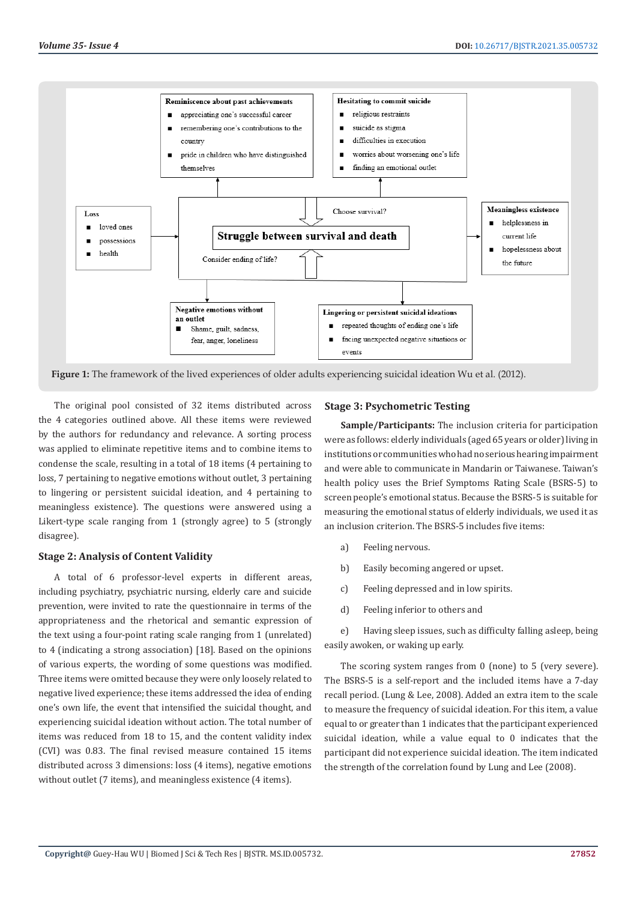Reminiscence about past achievements

- appreciating one's successful career
- remembering one's contributions to the country
- pride in children who have distinguished themselves

Hesitating to commit suicide

- religious restraints
- suicide as stigma
- difficulties in execution
- worries about worsening one's life
- finding an emotional outlet

Loss

- loved ones
- possessions
- health

Choose survival?

**Struggle between survival and death**

Consider ending of life?

Meaningless existence

- helplessness in current life
- hopelessness about the future

Negative emotions without an outlet

- Shame, guilt, sadness, fear, anger, loneliness

Lingering or persistent suicidal ideations

- repeated thoughts of ending one's life
- facing unexpected negative situations or events

**Figure 1:** The framework of the lived experiences of older adults experiencing suicidal ideation Wu et al. (2012).

The original pool consisted of 32 items distributed across the 4 categories outlined above. All these items were reviewed by the authors for redundancy and relevance. A sorting process was applied to eliminate repetitive items and to combine items to condense the scale, resulting in a total of 18 items (4 pertaining to loss, 7 pertaining to negative emotions without outlet, 3 pertaining to lingering or persistent suicidal ideation, and 4 pertaining to meaningless existence). The questions were answered using a Likert-type scale ranging from 1 (strongly agree) to 5 (strongly disagree).

### Stage 2: Analysis of Content Validity

A total of 6 professor-level experts in different areas, including psychiatry, psychiatric nursing, elderly care and suicide prevention, were invited to rate the questionnaire in terms of the appropriateness and the rhetorical and semantic expression of the text using a four-point rating scale ranging from 1 (unrelated) to 4 (indicating a strong association) [18]. Based on the opinions of various experts, the wording of some questions was modified. Three items were omitted because they were only loosely related to negative lived experience; these items addressed the idea of ending one's own life, the event that intensified the suicidal thought, and experiencing suicidal ideation without action. The total number of items was reduced from 18 to 15, and the content validity index (CVI) was 0.83. The final revised measure contained 15 items distributed across 3 dimensions: loss (4 items), negative emotions without outlet (7 items), and meaningless existence (4 items).

### Stage 3: Psychometric Testing

**Sample/Participants:** The inclusion criteria for participation were as follows: elderly individuals (aged 65 years or older) living in institutions or communities who had no serious hearing impairment and were able to communicate in Mandarin or Taiwanese. Taiwan's health policy uses the Brief Symptoms Rating Scale (BSRS-5) to screen people's emotional status. Because the BSRS-5 is suitable for measuring the emotional status of elderly individuals, we used it as an inclusion criterion. The BSRS-5 includes five items:

a) Feeling nervous.

b) Easily becoming angered or upset.

c) Feeling depressed and in low spirits.

d) Feeling inferior to others and

e) Having sleep issues, such as difficulty falling asleep, being easily awoken, or waking up early.

The scoring system ranges from 0 (none) to 5 (very severe). The BSRS-5 is a self-report and the included items have a 7-day recall period. (Lung & Lee, 2008). Added an extra item to the scale to measure the frequency of suicidal ideation. For this item, a value equal to or greater than 1 indicates that the participant experienced suicidal ideation, while a value equal to 0 indicates that the participant did not experience suicidal ideation. The item indicated the strength of the correlation found by Lung and Lee (2008).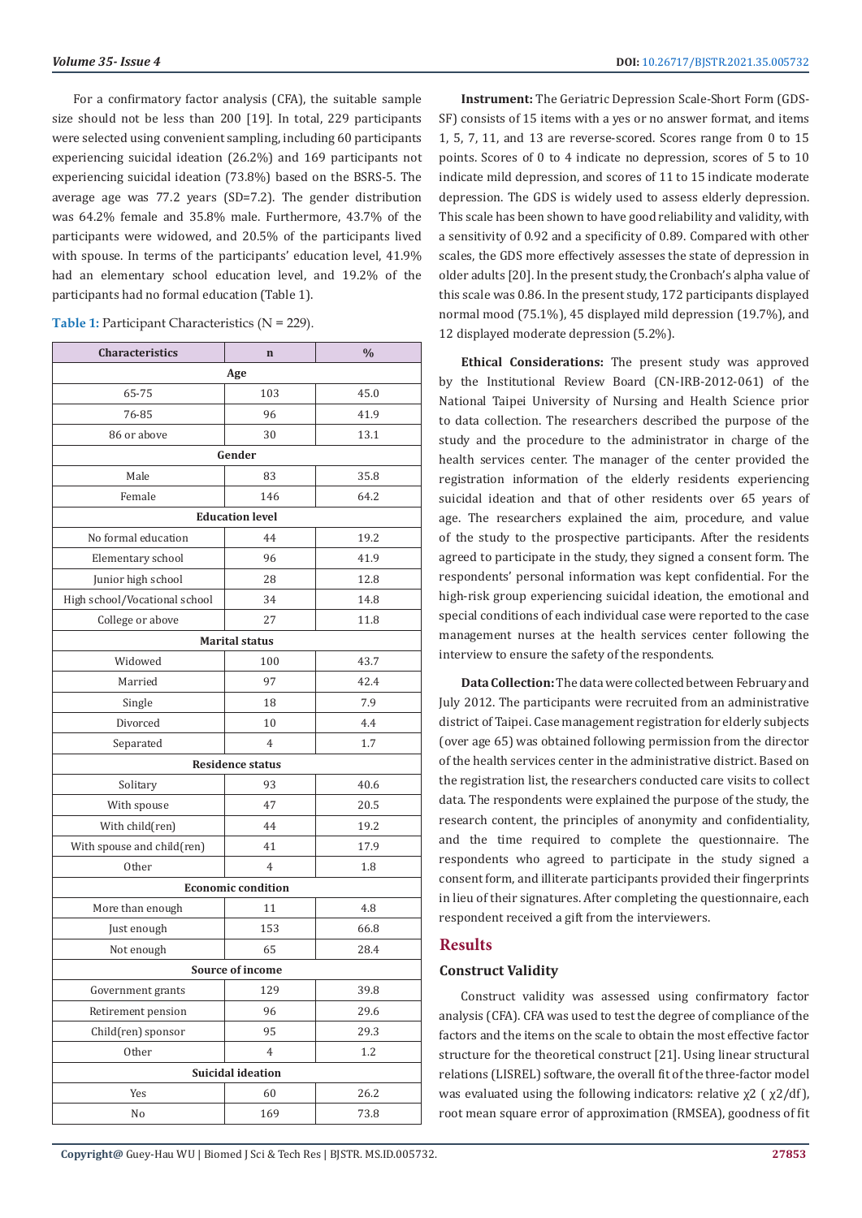For a confirmatory factor analysis (CFA), the suitable sample size should not be less than 200 [19]. In total, 229 participants were selected using convenient sampling, including 60 participants experiencing suicidal ideation (26.2%) and 169 participants not experiencing suicidal ideation (73.8%) based on the BSRS-5. The average age was 77.2 years (SD=7.2). The gender distribution was 64.2% female and 35.8% male. Furthermore, 43.7% of the participants were widowed, and 20.5% of the participants lived with spouse. In terms of the participants' education level, 41.9% had an elementary school education level, and 19.2% of the participants had no formal education (Table 1).

**Table 1:** Participant Characteristics (N = 229).

| Characteristics | n | % |
|---|---|---|
| **Age** | | |
| 65-75 | 103 | 45.0 |
| 76-85 | 96 | 41.9 |
| 86 or above | 30 | 13.1 |
| **Gender** | | |
| Male | 83 | 35.8 |
| Female | 146 | 64.2 |
| **Education level** | | |
| No formal education | 44 | 19.2 |
| Elementary school | 96 | 41.9 |
| Junior high school | 28 | 12.8 |
| High school/Vocational school | 34 | 14.8 |
| College or above | 27 | 11.8 |
| **Marital status** | | |
| Widowed | 100 | 43.7 |
| Married | 97 | 42.4 |
| Single | 18 | 7.9 |
| Divorced | 10 | 4.4 |
| Separated | 4 | 1.7 |
| **Residence status** | | |
| Solitary | 93 | 40.6 |
| With spouse | 47 | 20.5 |
| With child(ren) | 44 | 19.2 |
| With spouse and child(ren) | 41 | 17.9 |
| Other | 4 | 1.8 |
| **Economic condition** | | |
| More than enough | 11 | 4.8 |
| Just enough | 153 | 66.8 |
| Not enough | 65 | 28.4 |
| **Source of income** | | |
| Government grants | 129 | 39.8 |
| Retirement pension | 96 | 29.6 |
| Child(ren) sponsor | 95 | 29.3 |
| Other | 4 | 1.2 |
| **Suicidal ideation** | | |
| Yes | 60 | 26.2 |
| No | 169 | 73.8 |

**Instrument:** The Geriatric Depression Scale-Short Form (GDS-SF) consists of 15 items with a yes or no answer format, and items 1, 5, 7, 11, and 13 are reverse-scored. Scores range from 0 to 15 points. Scores of 0 to 4 indicate no depression, scores of 5 to 10 indicate mild depression, and scores of 11 to 15 indicate moderate depression. The GDS is widely used to assess elderly depression. This scale has been shown to have good reliability and validity, with a sensitivity of 0.92 and a specificity of 0.89. Compared with other scales, the GDS more effectively assesses the state of depression in older adults [20]. In the present study, the Cronbach's alpha value of this scale was 0.86. In the present study, 172 participants displayed normal mood (75.1%), 45 displayed mild depression (19.7%), and 12 displayed moderate depression (5.2%).

**Ethical Considerations:** The present study was approved by the Institutional Review Board (CN-IRB-2012-061) of the National Taipei University of Nursing and Health Science prior to data collection. The researchers described the purpose of the study and the procedure to the administrator in charge of the health services center. The manager of the center provided the registration information of the elderly residents experiencing suicidal ideation and that of other residents over 65 years of age. The researchers explained the aim, procedure, and value of the study to the prospective participants. After the residents agreed to participate in the study, they signed a consent form. The respondents' personal information was kept confidential. For the high-risk group experiencing suicidal ideation, the emotional and special conditions of each individual case were reported to the case management nurses at the health services center following the interview to ensure the safety of the respondents.

**Data Collection:** The data were collected between February and July 2012. The participants were recruited from an administrative district of Taipei. Case management registration for elderly subjects (over age 65) was obtained following permission from the director of the health services center in the administrative district. Based on the registration list, the researchers conducted care visits to collect data. The respondents were explained the purpose of the study, the research content, the principles of anonymity and confidentiality, and the time required to complete the questionnaire. The respondents who agreed to participate in the study signed a consent form, and illiterate participants provided their fingerprints in lieu of their signatures. After completing the questionnaire, each respondent received a gift from the interviewers.

## Results

### Construct Validity

Construct validity was assessed using confirmatory factor analysis (CFA). CFA was used to test the degree of compliance of the factors and the items on the scale to obtain the most effective factor structure for the theoretical construct [21]. Using linear structural relations (LISREL) software, the overall fit of the three-factor model was evaluated using the following indicators: relative $\chi2$ ( $\chi2/df$), root mean square error of approximation (RMSEA), goodness of fit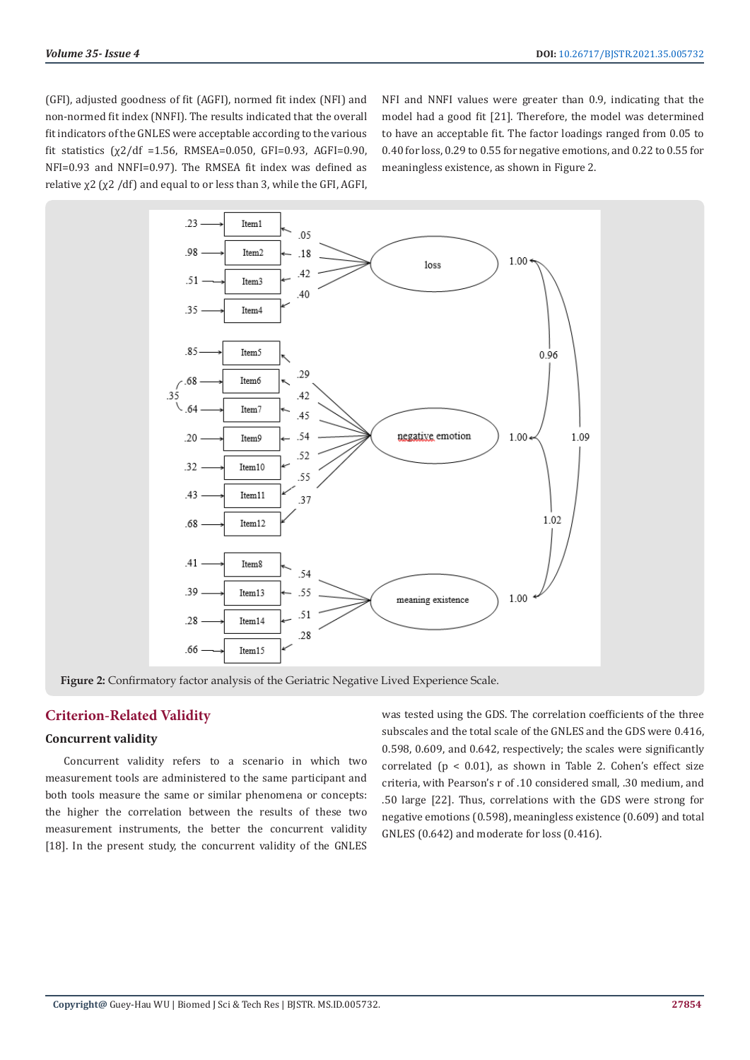(GFI), adjusted goodness of fit (AGFI), normed fit index (NFI) and non-normed fit index (NNFI). The results indicated that the overall fit indicators of the GNLES were acceptable according to the various fit statistics ($\chi2/df$ =1.56, RMSEA=0.050, GFI=0.93, AGFI=0.90, NFI=0.93 and NNFI=0.97). The RMSEA fit index was defined as relative $\chi2$ ($\chi2$ /df) and equal to or less than 3, while the GFI, AGFI, NFI and NNFI values were greater than 0.9, indicating that the model had a good fit [21]. Therefore, the model was determined to have an acceptable fit. The factor loadings ranged from 0.05 to 0.40 for loss, 0.29 to 0.55 for negative emotions, and 0.22 to 0.55 for meaningless existence, as shown in Figure 2.

**Figure 2:** Confirmatory factor analysis of the Geriatric Negative Lived Experience Scale.

## Criterion-Related Validity

### Concurrent validity

Concurrent validity refers to a scenario in which two measurement tools are administered to the same participant and both tools measure the same or similar phenomena or concepts: the higher the correlation between the results of these two measurement instruments, the better the concurrent validity [18]. In the present study, the concurrent validity of the GNLES was tested using the GDS. The correlation coefficients of the three subscales and the total scale of the GNLES and the GDS were 0.416, 0.598, 0.609, and 0.642, respectively; the scales were significantly correlated ($p < 0.01$), as shown in Table 2. Cohen's effect size criteria, with Pearson's r of .10 considered small, .30 medium, and .50 large [22]. Thus, correlations with the GDS were strong for negative emotions (0.598), meaningless existence (0.609) and total GNLES (0.642) and moderate for loss (0.416).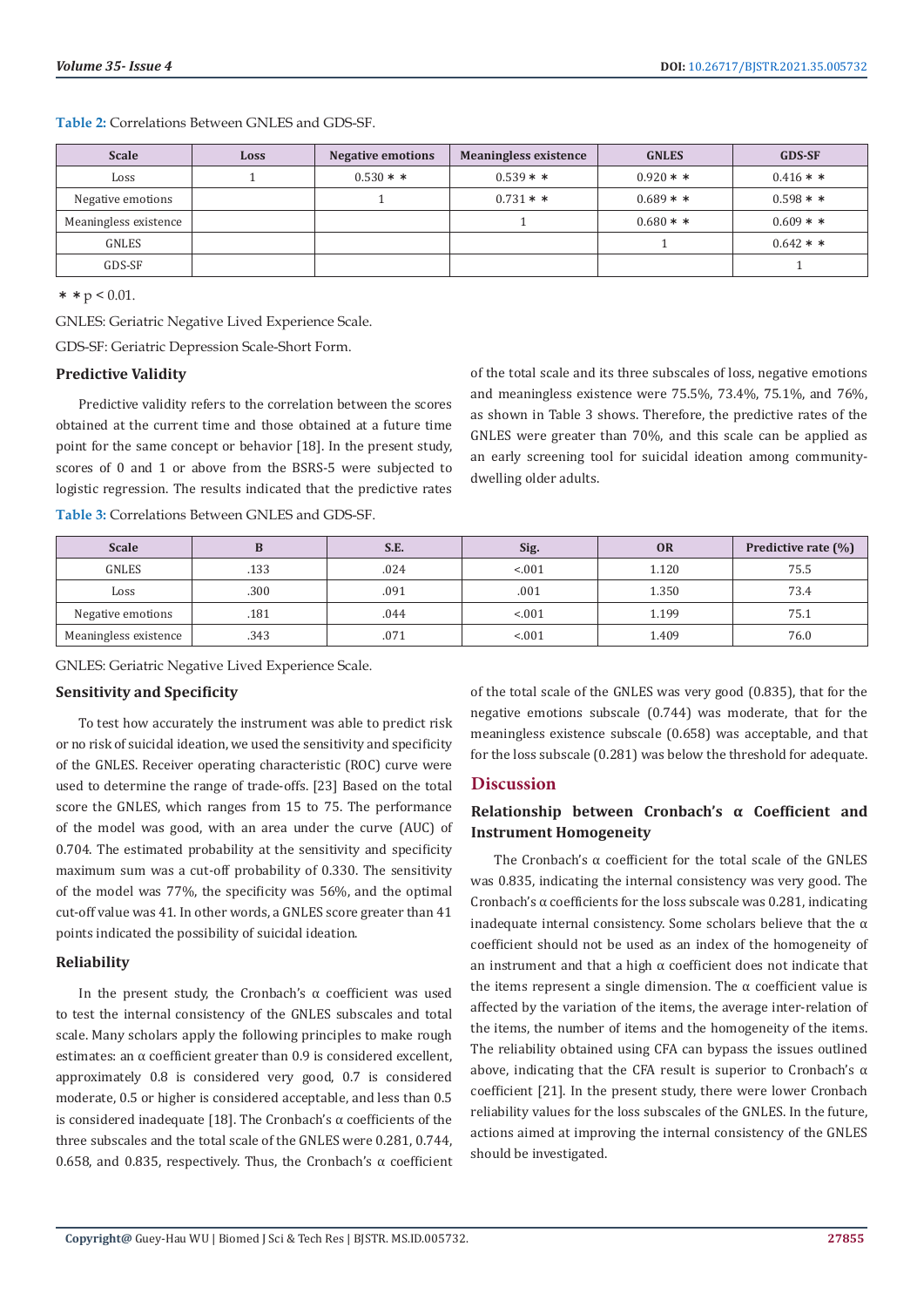**Table 2:** Correlations Between GNLES and GDS-SF.

| Scale | Loss | Negative emotions | Meaningless existence | GNLES | GDS-SF |
|---|---|---|---|---|---|
| Loss | 1 | 0.530 * * | 0.539 * * | 0.920 * * | 0.416 * * |
| Negative emotions | | 1 | 0.731 * * | 0.689 * * | 0.598 * * |
| Meaningless existence | | | 1 | 0.680 * * | 0.609 * * |
| GNLES | | | | 1 | 0.642 * * |
| GDS-SF | | | | | 1 |

* * $p < 0.01$.

GNLES: Geriatric Negative Lived Experience Scale.

GDS-SF: Geriatric Depression Scale-Short Form.

### Predictive Validity

Predictive validity refers to the correlation between the scores obtained at the current time and those obtained at a future time point for the same concept or behavior [18]. In the present study, scores of 0 and 1 or above from the BSRS-5 were subjected to logistic regression. The results indicated that the predictive rates of the total scale and its three subscales of loss, negative emotions and meaningless existence were 75.5%, 73.4%, 75.1%, and 76%, as shown in Table 3 shows. Therefore, the predictive rates of the GNLES were greater than 70%, and this scale can be applied as an early screening tool for suicidal ideation among community-dwelling older adults.

**Table 3:** Correlations Between GNLES and GDS-SF.

| Scale | B | S.E. | Sig. | OR | Predictive rate (%) |
|---|---|---|---|---|---|
| GNLES | .133 | .024 | <.001 | 1.120 | 75.5 |
| Loss | .300 | .091 | .001 | 1.350 | 73.4 |
| Negative emotions | .181 | .044 | <.001 | 1.199 | 75.1 |
| Meaningless existence | .343 | .071 | <.001 | 1.409 | 76.0 |

GNLES: Geriatric Negative Lived Experience Scale.

### Sensitivity and Specificity

To test how accurately the instrument was able to predict risk or no risk of suicidal ideation, we used the sensitivity and specificity of the GNLES. Receiver operating characteristic (ROC) curve were used to determine the range of trade-offs. [23] Based on the total score the GNLES, which ranges from 15 to 75. The performance of the model was good, with an area under the curve (AUC) of 0.704. The estimated probability at the sensitivity and specificity maximum sum was a cut-off probability of 0.330. The sensitivity of the model was 77%, the specificity was 56%, and the optimal cut-off value was 41. In other words, a GNLES score greater than 41 points indicated the possibility of suicidal ideation.

### Reliability

In the present study, the Cronbach's α coefficient was used to test the internal consistency of the GNLES subscales and total scale. Many scholars apply the following principles to make rough estimates: an α coefficient greater than 0.9 is considered excellent, approximately 0.8 is considered very good, 0.7 is considered moderate, 0.5 or higher is considered acceptable, and less than 0.5 is considered inadequate [18]. The Cronbach's α coefficients of the three subscales and the total scale of the GNLES were 0.281, 0.744, 0.658, and 0.835, respectively. Thus, the Cronbach's α coefficient of the total scale of the GNLES was very good (0.835), that for the negative emotions subscale (0.744) was moderate, that for the meaningless existence subscale (0.658) was acceptable, and that for the loss subscale (0.281) was below the threshold for adequate.

## Discussion

### Relationship between Cronbach's α Coefficient and Instrument Homogeneity

The Cronbach's α coefficient for the total scale of the GNLES was 0.835, indicating the internal consistency was very good. The Cronbach's α coefficients for the loss subscale was 0.281, indicating inadequate internal consistency. Some scholars believe that the α coefficient should not be used as an index of the homogeneity of an instrument and that a high α coefficient does not indicate that the items represent a single dimension. The α coefficient value is affected by the variation of the items, the average inter-relation of the items, the number of items and the homogeneity of the items. The reliability obtained using CFA can bypass the issues outlined above, indicating that the CFA result is superior to Cronbach's α coefficient [21]. In the present study, there were lower Cronbach reliability values for the loss subscales of the GNLES. In the future, actions aimed at improving the internal consistency of the GNLES should be investigated.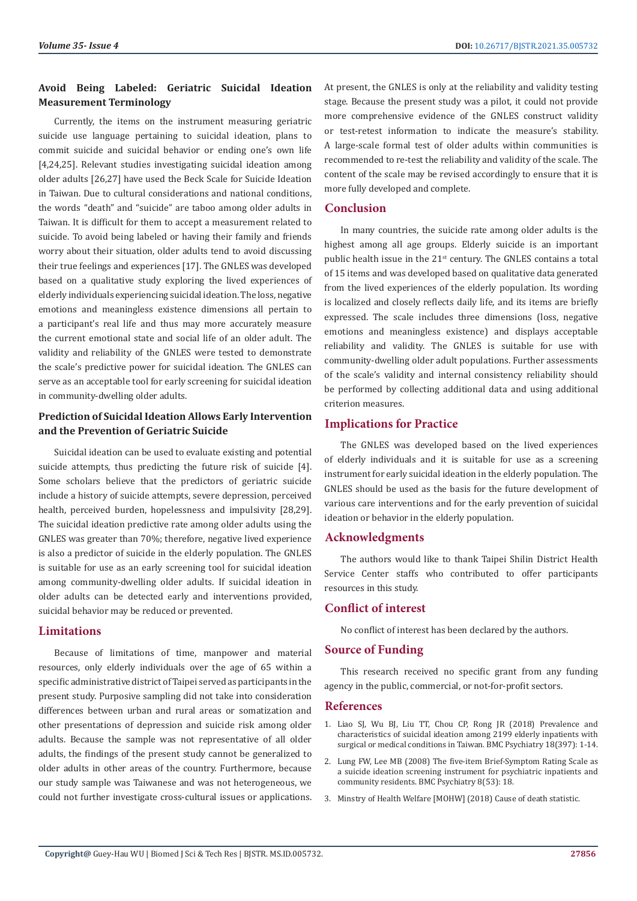## Avoid Being Labeled: Geriatric Suicidal Ideation Measurement Terminology

Currently, the items on the instrument measuring geriatric suicide use language pertaining to suicidal ideation, plans to commit suicide and suicidal behavior or ending one's own life [4,24,25]. Relevant studies investigating suicidal ideation among older adults [26,27] have used the Beck Scale for Suicide Ideation in Taiwan. Due to cultural considerations and national conditions, the words "death" and "suicide" are taboo among older adults in Taiwan. It is difficult for them to accept a measurement related to suicide. To avoid being labeled or having their family and friends worry about their situation, older adults tend to avoid discussing their true feelings and experiences [17]. The GNLES was developed based on a qualitative study exploring the lived experiences of elderly individuals experiencing suicidal ideation. The loss, negative emotions and meaningless existence dimensions all pertain to a participant's real life and thus may more accurately measure the current emotional state and social life of an older adult. The validity and reliability of the GNLES were tested to demonstrate the scale's predictive power for suicidal ideation. The GNLES can serve as an acceptable tool for early screening for suicidal ideation in community-dwelling older adults.

## Prediction of Suicidal Ideation Allows Early Intervention and the Prevention of Geriatric Suicide

Suicidal ideation can be used to evaluate existing and potential suicide attempts, thus predicting the future risk of suicide [4]. Some scholars believe that the predictors of geriatric suicide include a history of suicide attempts, severe depression, perceived health, perceived burden, hopelessness and impulsivity [28,29]. The suicidal ideation predictive rate among older adults using the GNLES was greater than 70%; therefore, negative lived experience is also a predictor of suicide in the elderly population. The GNLES is suitable for use as an early screening tool for suicidal ideation among community-dwelling older adults. If suicidal ideation in older adults can be detected early and interventions provided, suicidal behavior may be reduced or prevented.

## Limitations

Because of limitations of time, manpower and material resources, only elderly individuals over the age of 65 within a specific administrative district of Taipei served as participants in the present study. Purposive sampling did not take into consideration differences between urban and rural areas or somatization and other presentations of depression and suicide risk among older adults. Because the sample was not representative of all older adults, the findings of the present study cannot be generalized to older adults in other areas of the country. Furthermore, because our study sample was Taiwanese and was not heterogeneous, we could not further investigate cross-cultural issues or applications. At present, the GNLES is only at the reliability and validity testing stage. Because the present study was a pilot, it could not provide more comprehensive evidence of the GNLES construct validity or test-retest information to indicate the measure's stability. A large-scale formal test of older adults within communities is recommended to re-test the reliability and validity of the scale. The content of the scale may be revised accordingly to ensure that it is more fully developed and complete.

## Conclusion

In many countries, the suicide rate among older adults is the highest among all age groups. Elderly suicide is an important public health issue in the 21st century. The GNLES contains a total of 15 items and was developed based on qualitative data generated from the lived experiences of the elderly population. Its wording is localized and closely reflects daily life, and its items are briefly expressed. The scale includes three dimensions (loss, negative emotions and meaningless existence) and displays acceptable reliability and validity. The GNLES is suitable for use with community-dwelling older adult populations. Further assessments of the scale's validity and internal consistency reliability should be performed by collecting additional data and using additional criterion measures.

## Implications for Practice

The GNLES was developed based on the lived experiences of elderly individuals and it is suitable for use as a screening instrument for early suicidal ideation in the elderly population. The GNLES should be used as the basis for the future development of various care interventions and for the early prevention of suicidal ideation or behavior in the elderly population.

## Acknowledgments

The authors would like to thank Taipei Shilin District Health Service Center staffs who contributed to offer participants resources in this study.

## Conflict of interest

No conflict of interest has been declared by the authors.

## Source of Funding

This research received no specific grant from any funding agency in the public, commercial, or not-for-profit sectors.

## References

1. Liao SJ, Wu BJ, Liu TT, Chou CP, Rong JR (2018) Prevalence and characteristics of suicidal ideation among 2199 elderly inpatients with surgical or medical conditions in Taiwan. BMC Psychiatry 18(397): 1-14.
2. Lung FW, Lee MB (2008) The five-item Brief-Symptom Rating Scale as a suicide ideation screening instrument for psychiatric inpatients and community residents. BMC Psychiatry 8(53): 18.
3. Minstry of Health Welfare [MOHW] (2018) Cause of death statistic.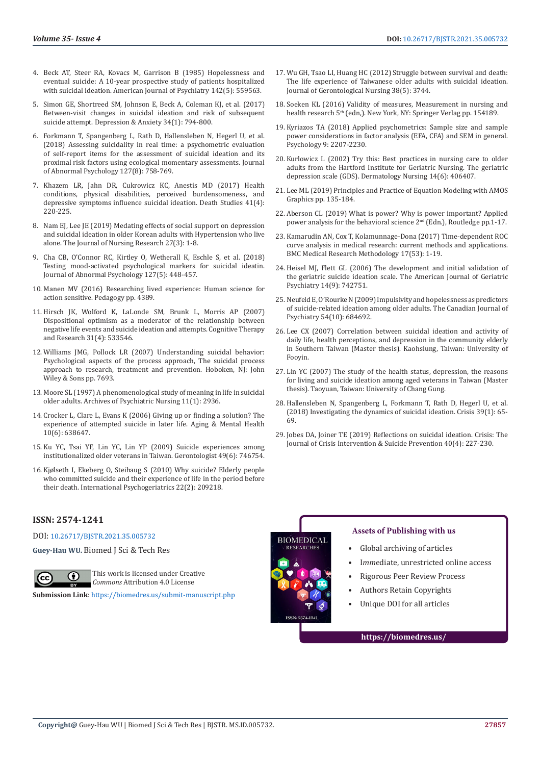4. Beck AT, Steer RA, Kovacs M, Garrison B (1985) Hopelessness and eventual suicide: A 10-year prospective study of patients hospitalized with suicidal ideation. American Journal of Psychiatry 142(5): 559563.

5. Simon GE, Shortreed SM, Johnson E, Beck A, Coleman KJ, et al. (2017) Between-visit changes in suicidal ideation and risk of subsequent suicide attempt. Depression & Anxiety 34(1): 794-800.

6. Forkmann T, Spangenberg L, Rath D, Hallensleben N, Hegerl U, et al. (2018) Assessing suicidality in real time: a psychometric evaluation of self-report items for the assessment of suicidal ideation and its proximal risk factors using ecological momentary assessments. Journal of Abnormal Psychology 127(8): 758-769.

7. Khazem LR, Jahn DR, Cukrowicz KC, Anestis MD (2017) Health conditions, physical disabilities, perceived burdensomeness, and depressive symptoms influence suicidal ideation. Death Studies 41(4): 220-225.

8. Nam EJ, Lee JE (2019) Medating effects of social support on depression and suicidal ideation in older Korean adults with Hypertension who live alone. The Journal of Nursing Research 27(3): 1-8.

9. Cha CB, O'Connor RC, Kirtley O, Wetherall K, Eschle S, et al. (2018) Testing mood-activated psychological markers for suicidal ideatin. Journal of Abnormal Psychology 127(5): 448-457.

10. Manen MV (2016) Researching lived experience: Human science for action sensitive. Pedagogy pp. 4389.

11. Hirsch JK, Wolford K, LaLonde SM, Brunk L, Morris AP (2007) Dispositional optimism as a moderator of the relationship between negative life events and suicide ideation and attempts. Cognitive Therapy and Research 31(4): 533546.

12. Williams JMG, Pollock LR (2007) Understanding suicidal behavior: Psychological aspects of the process approach, The suicidal process approach to research, treatment and prevention. Hoboken, NJ: John Wiley & Sons pp. 7693.

13. Moore SL (1997) A phenomenological study of meaning in life in suicidal older adults. Archives of Psychiatric Nursing 11(1): 2936.

14. Crocker L, Clare L, Evans K (2006) Giving up or finding a solution? The experience of attempted suicide in later life. Aging & Mental Health 10(6): 638647.

15. Ku YC, Tsai YF, Lin YC, Lin YP (2009) Suicide experiences among institutionalized older veterans in Taiwan. Gerontologist 49(6): 746754.

16. Kjølseth I, Ekeberg O, Steihaug S (2010) Why suicide? Elderly people who committed suicide and their experience of life in the period before their death. International Psychogeriatrics 22(2): 209218.

17. Wu GH, Tsao LI, Huang HC (2012) Struggle between survival and death: The life experience of Taiwanese older adults with suicidal ideation. Journal of Gerontological Nursing 38(5): 3744.

18. Soeken KL (2016) Validity of measures, Measurement in nursing and health research 5th (edn,). New York, NY: Springer Verlag pp. 154189.

19. Kyriazos TA (2018) Applied psychometrics: Sample size and sample power considerations in factor analysis (EFA, CFA) and SEM in general. Psychology 9: 2207-2230.

20. Kurlowicz L (2002) Try this: Best practices in nursing care to older adults from the Hartford Institute for Geriatric Nursing. The geriatric depression scale (GDS). Dermatology Nursing 14(6): 406407.

21. Lee ML (2019) Principles and Practice of Equation Modeling with AMOS Graphics pp. 135-184.

22. Aberson CL (2019) What is power? Why is power important? Applied power analysis for the behavioral science 2nd (Edn.), Routledge pp.1-17.

23. Kamarudin AN, Cox T, Kolamunnage-Dona (2017) Time-dependent ROC curve analysis in medical research: current methods and applications. BMC Medical Research Methodology 17(53): 1-19.

24. Heisel MJ, Flett GL (2006) The development and initial validation of the geriatric suicide ideation scale. The American Journal of Geriatric Psychiatry 14(9): 742751.

25. Neufeld E, O'Rourke N (2009) Impulsivity and hopelessness as predictors of suicide-related ideation among older adults. The Canadian Journal of Psychiatry 54(10): 684692.

26. Lee CX (2007) Correlation between suicidal ideation and activity of daily life, health perceptions, and depression in the community elderly in Southern Taiwan (Master thesis). Kaohsiung, Taiwan: University of Fooyin.

27. Lin YC (2007) The study of the health status, depression, the reasons for living and suicide ideation among aged veterans in Taiwan (Master thesis). Taoyuan, Taiwan: University of Chang Gung.

28. Hallensleben N, Spangenberg L, Forkmann T, Rath D, Hegerl U, et al. (2018) Investigating the dynamics of suicidal ideation. Crisis 39(1): 65-69.

29. Jobes DA, Joiner TE (2019) Reflections on suicidal ideation. Crisis: The Journal of Crisis Intervention & Suicide Prevention 40(4): 227-230.

**ISSN: 2574-1241**

DOI: 10.26717/BJSTR.2021.35.005732

**Guey-Hau WU.** Biomed J Sci & Tech Res

This work is licensed under Creative *Commons* Attribution 4.0 License

**Submission Link**: https://biomedres.us/submit-manuscript.php

**Assets of Publishing with us**

- Global archiving of articles
- Immediate, unrestricted online access
- Rigorous Peer Review Process
- Authors Retain Copyrights
- Unique DOI for all articles

**https://biomedres.us/**